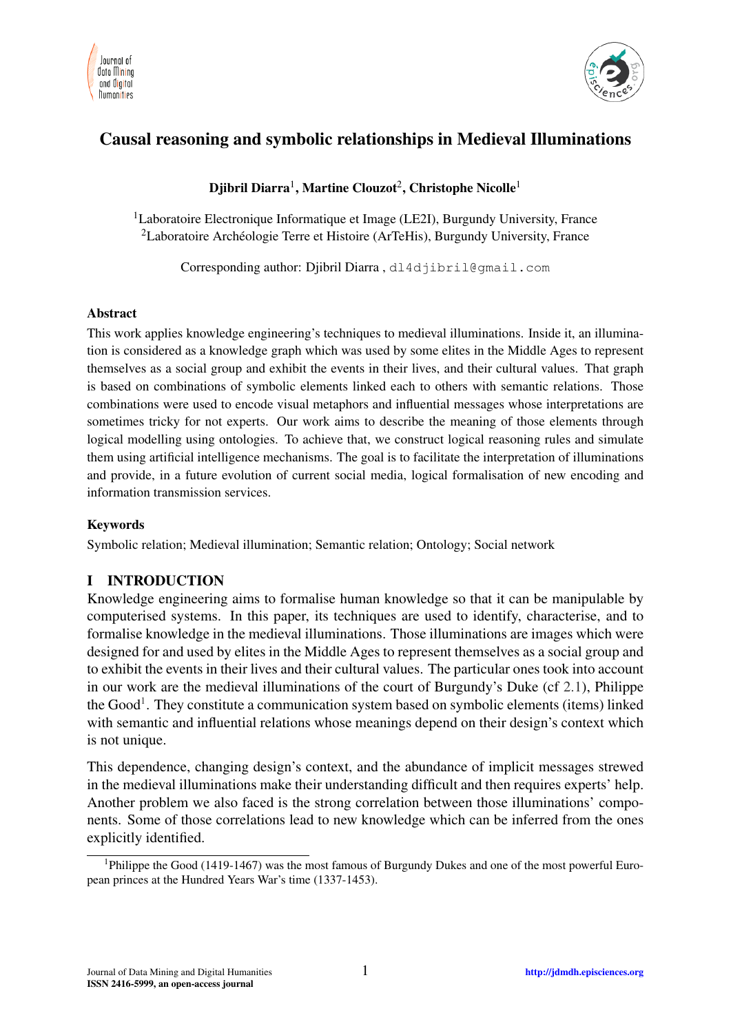# Causal reasoning and symbolic relationships in Medieval Illuminations

**Djibril Diarra**[1], **Martine Clouzot**[2], **Christophe Nicolle**[1]

[1]Laboratoire Electronique Informatique et Image (LE2I), Burgundy University, France
[2]Laboratoire Archéologie Terre et Histoire (ArTeHis), Burgundy University, France

Corresponding author: Djibril Diarra , dl4djibril@gmail.com

### Abstract

This work applies knowledge engineering's techniques to medieval illuminations. Inside it, an illumination is considered as a knowledge graph which was used by some elites in the Middle Ages to represent themselves as a social group and exhibit the events in their lives, and their cultural values. That graph is based on combinations of symbolic elements linked each to others with semantic relations. Those combinations were used to encode visual metaphors and influential messages whose interpretations are sometimes tricky for not experts. Our work aims to describe the meaning of those elements through logical modelling using ontologies. To achieve that, we construct logical reasoning rules and simulate them using artificial intelligence mechanisms. The goal is to facilitate the interpretation of illuminations and provide, in a future evolution of current social media, logical formalisation of new encoding and information transmission services.

### Keywords

Symbolic relation; Medieval illumination; Semantic relation; Ontology; Social network

## I INTRODUCTION

Knowledge engineering aims to formalise human knowledge so that it can be manipulable by computerised systems. In this paper, its techniques are used to identify, characterise, and to formalise knowledge in the medieval illuminations. Those illuminations are images which were designed for and used by elites in the Middle Ages to represent themselves as a social group and to exhibit the events in their lives and their cultural values. The particular ones took into account in our work are the medieval illuminations of the court of Burgundy's Duke (cf 2.1), Philippe the Good[1]. They constitute a communication system based on symbolic elements (items) linked with semantic and influential relations whose meanings depend on their design's context which is not unique.

This dependence, changing design's context, and the abundance of implicit messages strewed in the medieval illuminations make their understanding difficult and then requires experts' help. Another problem we also faced is the strong correlation between those illuminations' components. Some of those correlations lead to new knowledge which can be inferred from the ones explicitly identified.

[1]Philippe the Good (1419-1467) was the most famous of Burgundy Dukes and one of the most powerful European princes at the Hundred Years War's time (1337-1453).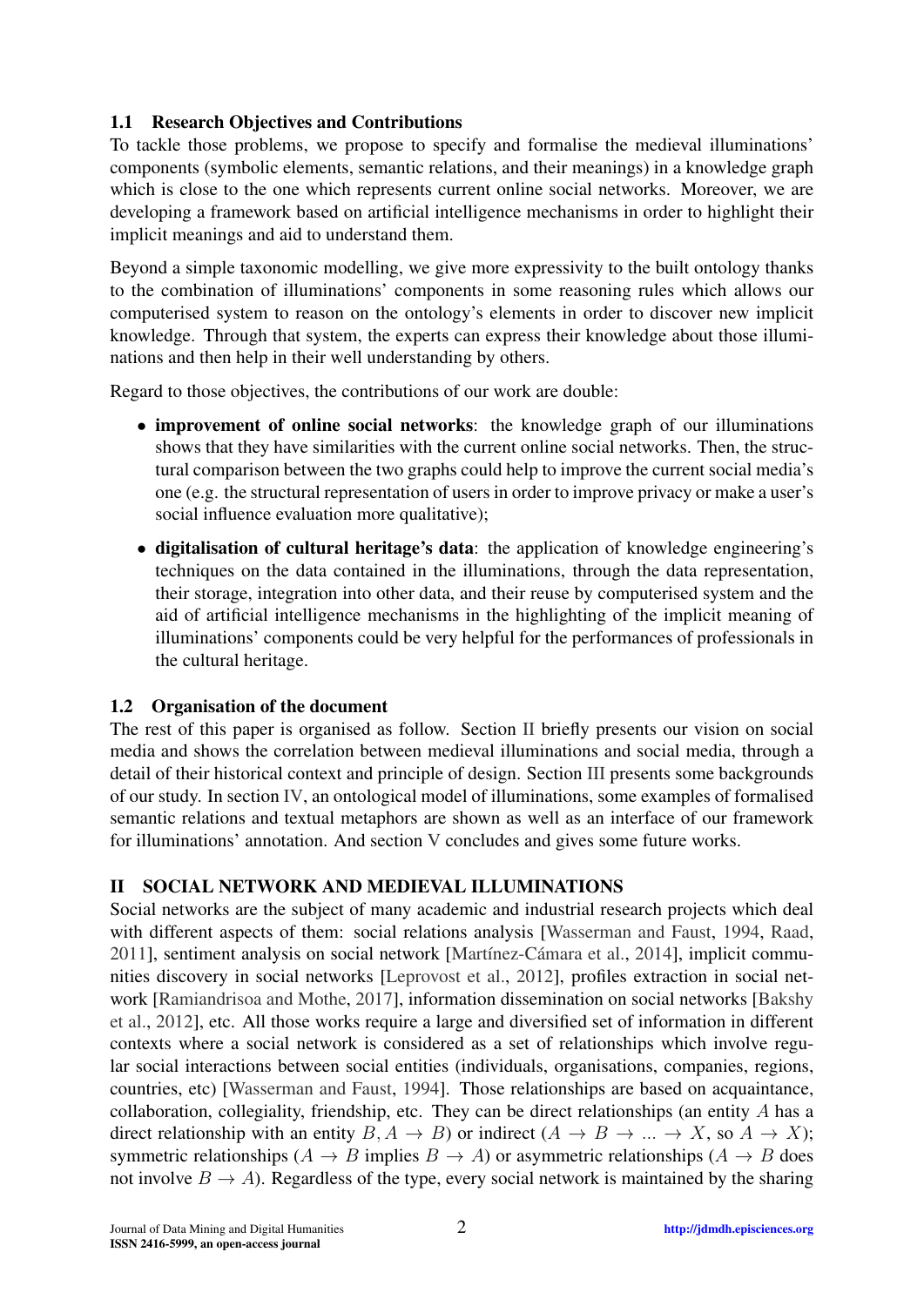### 1.1 Research Objectives and Contributions

To tackle those problems, we propose to specify and formalise the medieval illuminations' components (symbolic elements, semantic relations, and their meanings) in a knowledge graph which is close to the one which represents current online social networks. Moreover, we are developing a framework based on artificial intelligence mechanisms in order to highlight their implicit meanings and aid to understand them.

Beyond a simple taxonomic modelling, we give more expressivity to the built ontology thanks to the combination of illuminations' components in some reasoning rules which allows our computerised system to reason on the ontology's elements in order to discover new implicit knowledge. Through that system, the experts can express their knowledge about those illuminations and then help in their well understanding by others.

Regard to those objectives, the contributions of our work are double:

- **improvement of online social networks**: the knowledge graph of our illuminations shows that they have similarities with the current online social networks. Then, the structural comparison between the two graphs could help to improve the current social media's one (e.g. the structural representation of users in order to improve privacy or make a user's social influence evaluation more qualitative);
- **digitalisation of cultural heritage's data**: the application of knowledge engineering's techniques on the data contained in the illuminations, through the data representation, their storage, integration into other data, and their reuse by computerised system and the aid of artificial intelligence mechanisms in the highlighting of the implicit meaning of illuminations' components could be very helpful for the performances of professionals in the cultural heritage.

### 1.2 Organisation of the document

The rest of this paper is organised as follow. Section II briefly presents our vision on social media and shows the correlation between medieval illuminations and social media, through a detail of their historical context and principle of design. Section III presents some backgrounds of our study. In section IV, an ontological model of illuminations, some examples of formalised semantic relations and textual metaphors are shown as well as an interface of our framework for illuminations' annotation. And section V concludes and gives some future works.

## II SOCIAL NETWORK AND MEDIEVAL ILLUMINATIONS

Social networks are the subject of many academic and industrial research projects which deal with different aspects of them: social relations analysis [Wasserman and Faust, 1994, Raad, 2011], sentiment analysis on social network [Martínez-Cámara et al., 2014], implicit communities discovery in social networks [Leprovost et al., 2012], profiles extraction in social network [Ramiandrisoa and Mothe, 2017], information dissemination on social networks [Bakshy et al., 2012], etc. All those works require a large and diversified set of information in different contexts where a social network is considered as a set of relationships which involve regular social interactions between social entities (individuals, organisations, companies, regions, countries, etc) [Wasserman and Faust, 1994]. Those relationships are based on acquaintance, collaboration, collegiality, friendship, etc. They can be direct relationships (an entity $A$ has a direct relationship with an entity $B, A \rightarrow B$) or indirect ($A \rightarrow B \rightarrow ... \rightarrow X$, so $A \rightarrow X$); symmetric relationships ($A \rightarrow B$ implies $B \rightarrow A$) or asymmetric relationships ($A \rightarrow B$ does not involve $B \rightarrow A$). Regardless of the type, every social network is maintained by the sharing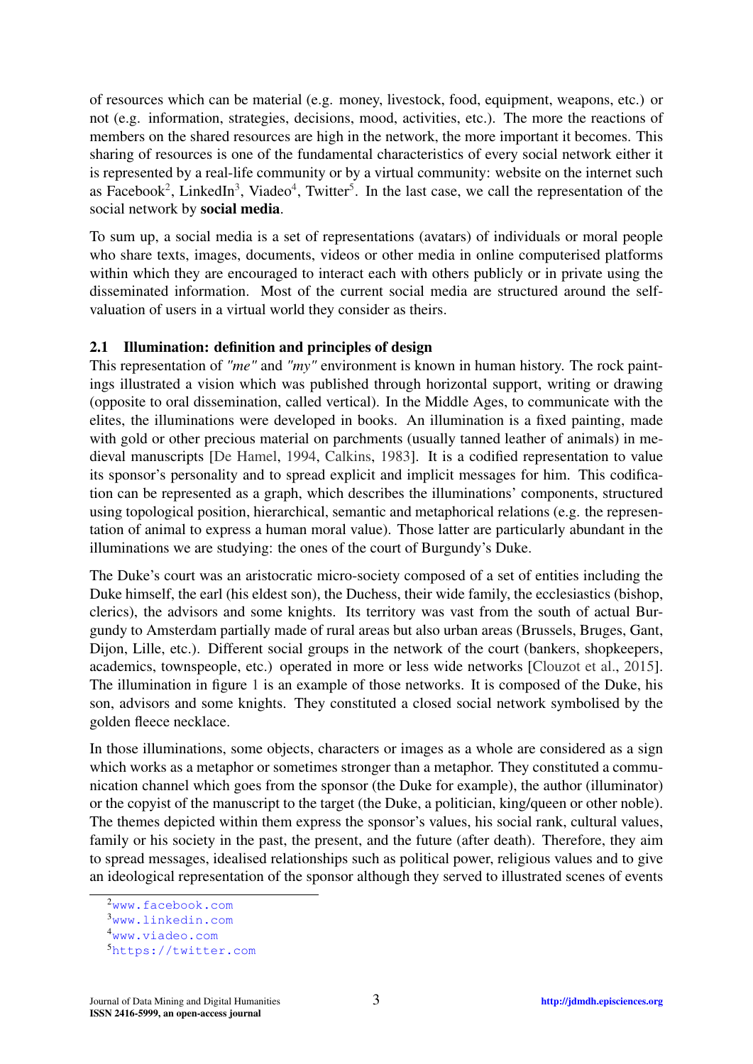of resources which can be material (e.g. money, livestock, food, equipment, weapons, etc.) or not (e.g. information, strategies, decisions, mood, activities, etc.). The more the reactions of members on the shared resources are high in the network, the more important it becomes. This sharing of resources is one of the fundamental characteristics of every social network either it is represented by a real-life community or by a virtual community: website on the internet such as Facebook[2], LinkedIn[3], Viadeo[4], Twitter[5]. In the last case, we call the representation of the social network by **social media**.

To sum up, a social media is a set of representations (avatars) of individuals or moral people who share texts, images, documents, videos or other media in online computerised platforms within which they are encouraged to interact each with others publicly or in private using the disseminated information. Most of the current social media are structured around the self-valuation of users in a virtual world they consider as theirs.

### 2.1 Illumination: definition and principles of design

This representation of *"me"* and *"my"* environment is known in human history. The rock paintings illustrated a vision which was published through horizontal support, writing or drawing (opposite to oral dissemination, called vertical). In the Middle Ages, to communicate with the elites, the illuminations were developed in books. An illumination is a fixed painting, made with gold or other precious material on parchments (usually tanned leather of animals) in medieval manuscripts [De Hamel, 1994, Calkins, 1983]. It is a codified representation to value its sponsor's personality and to spread explicit and implicit messages for him. This codification can be represented as a graph, which describes the illuminations' components, structured using topological position, hierarchical, semantic and metaphorical relations (e.g. the representation of animal to express a human moral value). Those latter are particularly abundant in the illuminations we are studying: the ones of the court of Burgundy's Duke.

The Duke's court was an aristocratic micro-society composed of a set of entities including the Duke himself, the earl (his eldest son), the Duchess, their wide family, the ecclesiastics (bishop, clerics), the advisors and some knights. Its territory was vast from the south of actual Burgundy to Amsterdam partially made of rural areas but also urban areas (Brussels, Bruges, Gant, Dijon, Lille, etc.). Different social groups in the network of the court (bankers, shopkeepers, academics, townspeople, etc.) operated in more or less wide networks [Clouzot et al., 2015]. The illumination in figure 1 is an example of those networks. It is composed of the Duke, his son, advisors and some knights. They constituted a closed social network symbolised by the golden fleece necklace.

In those illuminations, some objects, characters or images as a whole are considered as a sign which works as a metaphor or sometimes stronger than a metaphor. They constituted a communication channel which goes from the sponsor (the Duke for example), the author (illuminator) or the copyist of the manuscript to the target (the Duke, a politician, king/queen or other noble). The themes depicted within them express the sponsor's values, his social rank, cultural values, family or his society in the past, the present, and the future (after death). Therefore, they aim to spread messages, idealised relationships such as political power, religious values and to give an ideological representation of the sponsor although they served to illustrated scenes of events

[2] www.facebook.com

[3] www.linkedin.com

[4] www.viadeo.com

[5] https://twitter.com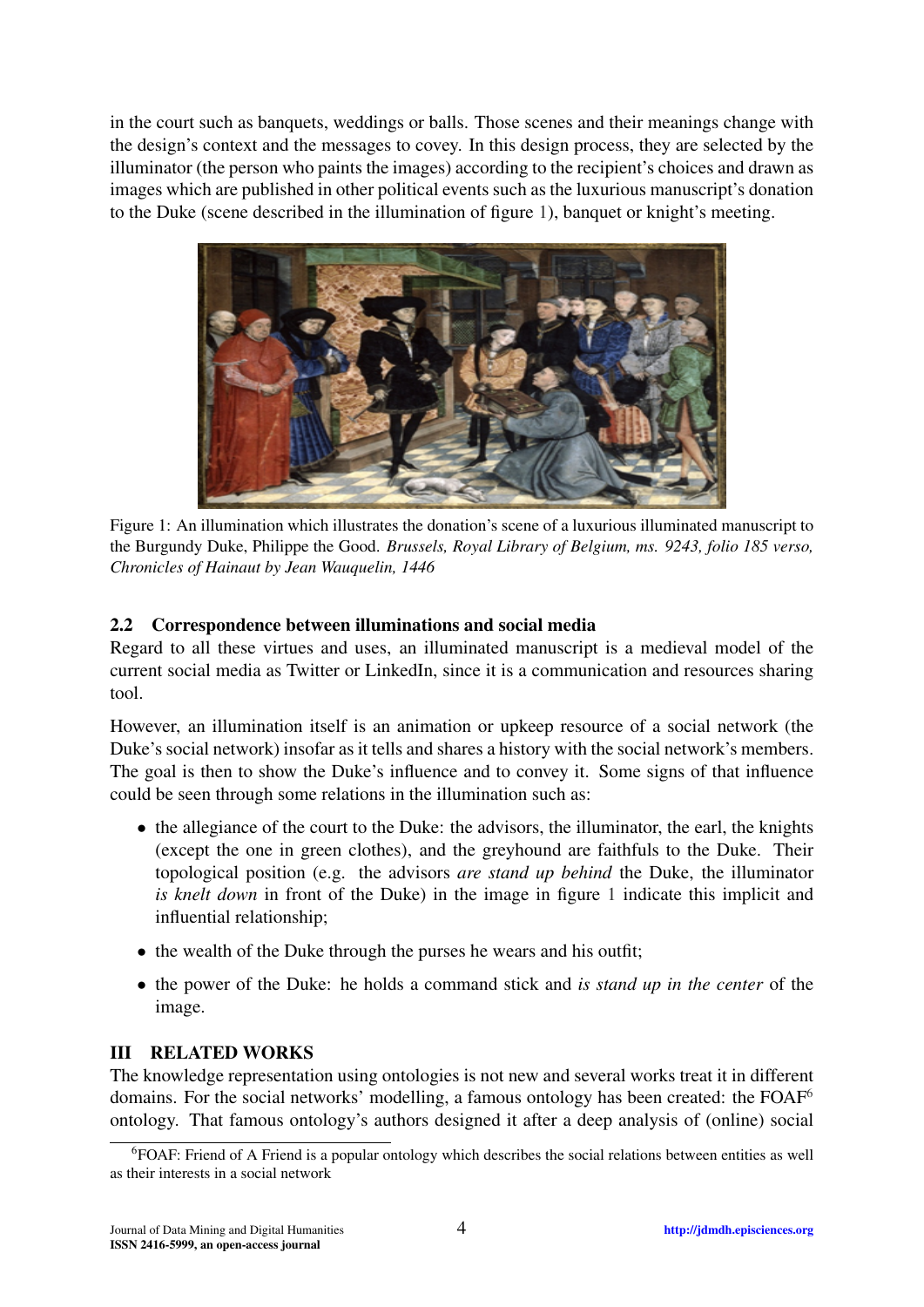in the court such as banquets, weddings or balls. Those scenes and their meanings change with the design's context and the messages to covey. In this design process, they are selected by the illuminator (the person who paints the images) according to the recipient's choices and drawn as images which are published in other political events such as the luxurious manuscript's donation to the Duke (scene described in the illumination of figure 1), banquet or knight's meeting.

Figure 1: An illumination which illustrates the donation's scene of a luxurious illuminated manuscript to the Burgundy Duke, Philippe the Good. *Brussels, Royal Library of Belgium, ms. 9243, folio 185 verso, Chronicles of Hainaut by Jean Wauquelin, 1446*

### 2.2 Correspondence between illuminations and social media

Regard to all these virtues and uses, an illuminated manuscript is a medieval model of the current social media as Twitter or LinkedIn, since it is a communication and resources sharing tool.

However, an illumination itself is an animation or upkeep resource of a social network (the Duke's social network) insofar as it tells and shares a history with the social network's members. The goal is then to show the Duke's influence and to convey it. Some signs of that influence could be seen through some relations in the illumination such as:

- the allegiance of the court to the Duke: the advisors, the illuminator, the earl, the knights (except the one in green clothes), and the greyhound are faithfuls to the Duke. Their topological position (e.g. the advisors *are stand up behind* the Duke, the illuminator *is knelt down* in front of the Duke) in the image in figure 1 indicate this implicit and influential relationship;
- the wealth of the Duke through the purses he wears and his outfit;
- the power of the Duke: he holds a command stick and *is stand up in the center* of the image.

## III RELATED WORKS

The knowledge representation using ontologies is not new and several works treat it in different domains. For the social networks' modelling, a famous ontology has been created: the FOAF[6] ontology. That famous ontology's authors designed it after a deep analysis of (online) social

[6]FOAF: Friend of A Friend is a popular ontology which describes the social relations between entities as well as their interests in a social network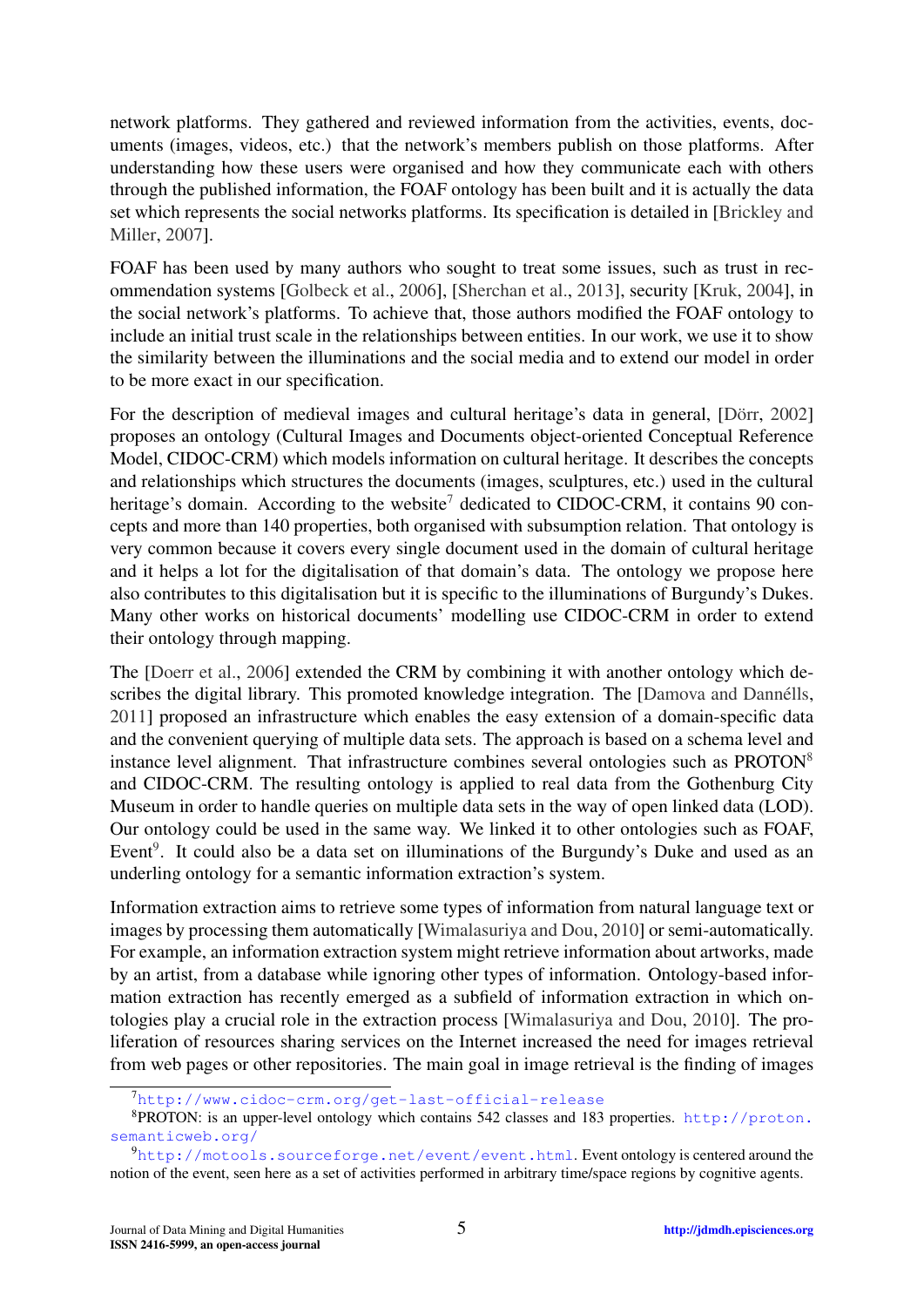network platforms. They gathered and reviewed information from the activities, events, documents (images, videos, etc.) that the network's members publish on those platforms. After understanding how these users were organised and how they communicate each with others through the published information, the FOAF ontology has been built and it is actually the data set which represents the social networks platforms. Its specification is detailed in [Brickley and Miller, 2007].

FOAF has been used by many authors who sought to treat some issues, such as trust in recommendation systems [Golbeck et al., 2006], [Sherchan et al., 2013], security [Kruk, 2004], in the social network's platforms. To achieve that, those authors modified the FOAF ontology to include an initial trust scale in the relationships between entities. In our work, we use it to show the similarity between the illuminations and the social media and to extend our model in order to be more exact in our specification.

For the description of medieval images and cultural heritage's data in general, [Dörr, 2002] proposes an ontology (Cultural Images and Documents object-oriented Conceptual Reference Model, CIDOC-CRM) which models information on cultural heritage. It describes the concepts and relationships which structures the documents (images, sculptures, etc.) used in the cultural heritage's domain. According to the website[7] dedicated to CIDOC-CRM, it contains 90 concepts and more than 140 properties, both organised with subsumption relation. That ontology is very common because it covers every single document used in the domain of cultural heritage and it helps a lot for the digitalisation of that domain's data. The ontology we propose here also contributes to this digitalisation but it is specific to the illuminations of Burgundy's Dukes. Many other works on historical documents' modelling use CIDOC-CRM in order to extend their ontology through mapping.

The [Doerr et al., 2006] extended the CRM by combining it with another ontology which describes the digital library. This promoted knowledge integration. The [Damova and Dannélls, 2011] proposed an infrastructure which enables the easy extension of a domain-specific data and the convenient querying of multiple data sets. The approach is based on a schema level and instance level alignment. That infrastructure combines several ontologies such as PROTON[8] and CIDOC-CRM. The resulting ontology is applied to real data from the Gothenburg City Museum in order to handle queries on multiple data sets in the way of open linked data (LOD). Our ontology could be used in the same way. We linked it to other ontologies such as FOAF, Event[9]. It could also be a data set on illuminations of the Burgundy's Duke and used as an underling ontology for a semantic information extraction's system.

Information extraction aims to retrieve some types of information from natural language text or images by processing them automatically [Wimalasuriya and Dou, 2010] or semi-automatically. For example, an information extraction system might retrieve information about artworks, made by an artist, from a database while ignoring other types of information. Ontology-based information extraction has recently emerged as a subfield of information extraction in which ontologies play a crucial role in the extraction process [Wimalasuriya and Dou, 2010]. The proliferation of resources sharing services on the Internet increased the need for images retrieval from web pages or other repositories. The main goal in image retrieval is the finding of images

[7] http://www.cidoc-crm.org/get-last-official-release

[8] PROTON: is an upper-level ontology which contains 542 classes and 183 properties. http://proton.semanticweb.org/

[9] http://motools.sourceforge.net/event/event.html. Event ontology is centered around the notion of the event, seen here as a set of activities performed in arbitrary time/space regions by cognitive agents.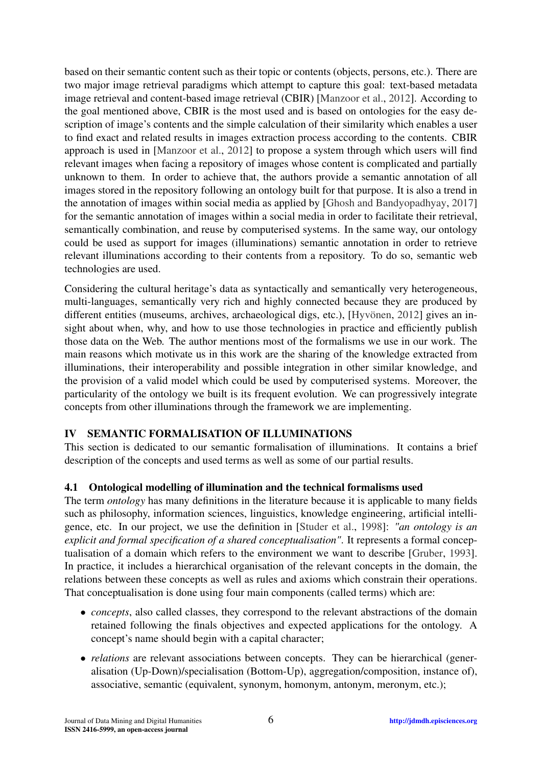based on their semantic content such as their topic or contents (objects, persons, etc.). There are two major image retrieval paradigms which attempt to capture this goal: text-based metadata image retrieval and content-based image retrieval (CBIR) [Manzoor et al., 2012]. According to the goal mentioned above, CBIR is the most used and is based on ontologies for the easy description of image's contents and the simple calculation of their similarity which enables a user to find exact and related results in images extraction process according to the contents. CBIR approach is used in [Manzoor et al., 2012] to propose a system through which users will find relevant images when facing a repository of images whose content is complicated and partially unknown to them. In order to achieve that, the authors provide a semantic annotation of all images stored in the repository following an ontology built for that purpose. It is also a trend in the annotation of images within social media as applied by [Ghosh and Bandyopadhyay, 2017] for the semantic annotation of images within a social media in order to facilitate their retrieval, semantically combination, and reuse by computerised systems. In the same way, our ontology could be used as support for images (illuminations) semantic annotation in order to retrieve relevant illuminations according to their contents from a repository. To do so, semantic web technologies are used.

Considering the cultural heritage's data as syntactically and semantically very heterogeneous, multi-languages, semantically very rich and highly connected because they are produced by different entities (museums, archives, archaeological digs, etc.), [Hyvönen, 2012] gives an insight about when, why, and how to use those technologies in practice and efficiently publish those data on the Web. The author mentions most of the formalisms we use in our work. The main reasons which motivate us in this work are the sharing of the knowledge extracted from illuminations, their interoperability and possible integration in other similar knowledge, and the provision of a valid model which could be used by computerised systems. Moreover, the particularity of the ontology we built is its frequent evolution. We can progressively integrate concepts from other illuminations through the framework we are implementing.

## IV SEMANTIC FORMALISATION OF ILLUMINATIONS

This section is dedicated to our semantic formalisation of illuminations. It contains a brief description of the concepts and used terms as well as some of our partial results.

### 4.1 Ontological modelling of illumination and the technical formalisms used

The term *ontology* has many definitions in the literature because it is applicable to many fields such as philosophy, information sciences, linguistics, knowledge engineering, artificial intelligence, etc. In our project, we use the definition in [Studer et al., 1998]: *"an ontology is an explicit and formal specification of a shared conceptualisation"*. It represents a formal conceptualisation of a domain which refers to the environment we want to describe [Gruber, 1993]. In practice, it includes a hierarchical organisation of the relevant concepts in the domain, the relations between these concepts as well as rules and axioms which constrain their operations. That conceptualisation is done using four main components (called terms) which are:

- *concepts*, also called classes, they correspond to the relevant abstractions of the domain retained following the finals objectives and expected applications for the ontology. A concept's name should begin with a capital character;
- *relations* are relevant associations between concepts. They can be hierarchical (generalisation (Up-Down)/specialisation (Bottom-Up), aggregation/composition, instance of), associative, semantic (equivalent, synonym, homonym, antonym, meronym, etc.);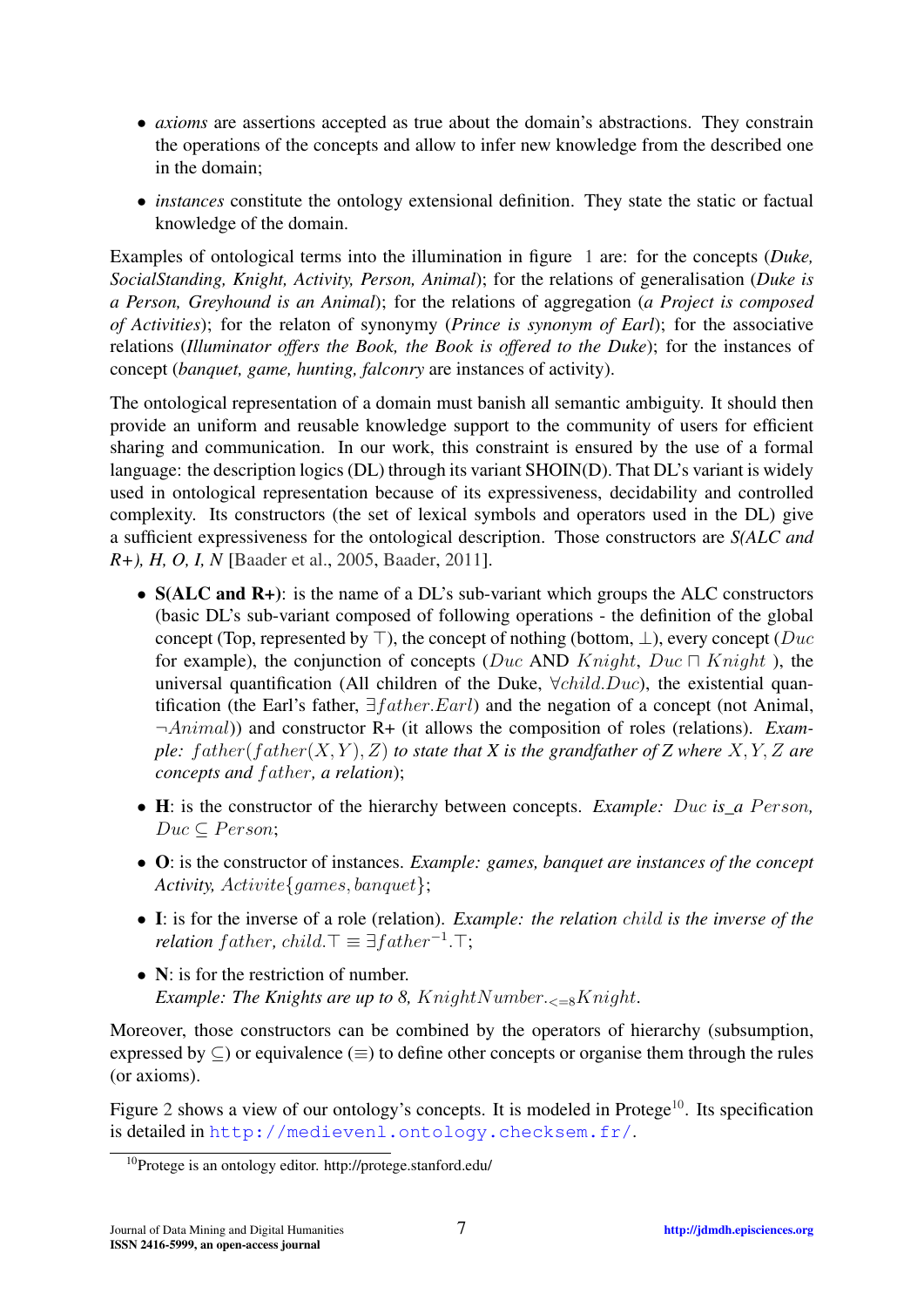- *axioms* are assertions accepted as true about the domain's abstractions. They constrain the operations of the concepts and allow to infer new knowledge from the described one in the domain;
- *instances* constitute the ontology extensional definition. They state the static or factual knowledge of the domain.

Examples of ontological terms into the illumination in figure 1 are: for the concepts (*Duke, SocialStanding, Knight, Activity, Person, Animal*); for the relations of generalisation (*Duke is a Person, Greyhound is an Animal*); for the relations of aggregation (*a Project is composed of Activities*); for the relaton of synonymy (*Prince is synonym of Earl*); for the associative relations (*Illuminator offers the Book, the Book is offered to the Duke*); for the instances of concept (*banquet, game, hunting, falconry* are instances of activity).

The ontological representation of a domain must banish all semantic ambiguity. It should then provide an uniform and reusable knowledge support to the community of users for efficient sharing and communication. In our work, this constraint is ensured by the use of a formal language: the description logics (DL) through its variant SHOIN(D). That DL's variant is widely used in ontological representation because of its expressiveness, decidability and controlled complexity. Its constructors (the set of lexical symbols and operators used in the DL) give a sufficient expressiveness for the ontological description. Those constructors are *S(ALC and R+), H, O, I, N* [Baader et al., 2005, Baader, 2011].

- **S(ALC and R+)**: is the name of a DL's sub-variant which groups the ALC constructors (basic DL's sub-variant composed of following operations - the definition of the global concept (Top, represented by $\top$), the concept of nothing (bottom, $\bot$), every concept ($Duc$ for example), the conjunction of concepts ($Duc$ AND $Knight$, $Duc \sqcap Knight$ ), the universal quantification (All children of the Duke, $\forall child.Duc$), the existential quantification (the Earl's father, $\exists father.Earl$) and the negation of a concept (not Animal, $\neg Animal$)) and constructor R+ (it allows the composition of roles (relations). *Example: $father(father(X, Y), Z)$ to state that X is the grandfather of Z where $X, Y, Z$ are concepts and $father$, a relation*);
- **H**: is the constructor of the hierarchy between concepts. *Example: $Duc$ is_a $Person$, $Duc \subseteq Person$*;
- **O**: is the constructor of instances. *Example: games, banquet are instances of the concept Activity, $Activite\{games, banquet\}$*;
- **I**: is for the inverse of a role (relation). *Example: the relation $child$ is the inverse of the relation $father$, $child.\top \equiv \exists father^{-1}.\top$*;
- **N**: is for the restriction of number.
  *Example: The Knights are up to 8, $KnightNumber._{<=8}Knight$.*

Moreover, those constructors can be combined by the operators of hierarchy (subsumption, expressed by $\subseteq$) or equivalence ($\equiv$) to define other concepts or organise them through the rules (or axioms).

Figure 2 shows a view of our ontology's concepts. It is modeled in Protege[10]. Its specification is detailed in http://medievenl.ontology.checksem.fr/.

[10] Protege is an ontology editor. http://protege.stanford.edu/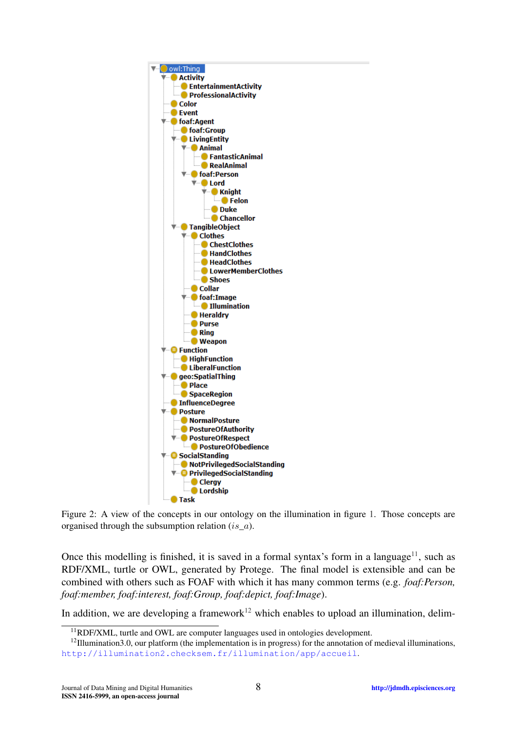- owl:Thing
  - Activity
    - EntertainmentActivity
    - ProfessionalActivity
  - Color
  - Event
  - foaf:Agent
    - foaf:Group
    - LivingEntity
      - Animal
        - FantasticAnimal
        - RealAnimal
      - foaf:Person
        - Lord
          - Knight
            - Felon
          - Duke
          - Chancellor
    - TangibleObject
      - Clothes
        - ChestClothes
        - HandClothes
        - HeadClothes
        - LowerMemberClothes
        - Shoes
      - Collar
      - foaf:Image
        - Illumination
      - Heraldry
      - Purse
      - Ring
      - Weapon
  - Function
    - HighFunction
    - LiberalFunction
  - geo:SpatialThing
    - Place
    - SpaceRegion
  - InfluenceDegree
  - Posture
    - NormalPosture
    - PostureOfAuthority
    - PostureOfRespect
      - PostureOfObedience
  - SocialStanding
    - NotPrivilegedSocialStanding
    - PrivilegedSocialStanding
      - Clergy
      - Lordship
  - Task

Figure 2: A view of the concepts in our ontology on the illumination in figure 1. Those concepts are organised through the subsumption relation ($is\_a$).

Once this modelling is finished, it is saved in a formal syntax's form in a language[11], such as RDF/XML, turtle or OWL, generated by Protege. The final model is extensible and can be combined with others such as FOAF with which it has many common terms (e.g. *foaf:Person, foaf:member, foaf:interest, foaf:Group, foaf:depict, foaf:Image*).

In addition, we are developing a framework[12] which enables to upload an illumination, delim-

[11] RDF/XML, turtle and OWL are computer languages used in ontologies development.

[12] Illumination3.0, our platform (the implementation is in progress) for the annotation of medieval illuminations, http://illumination2.checksem.fr/illumination/app/accueil.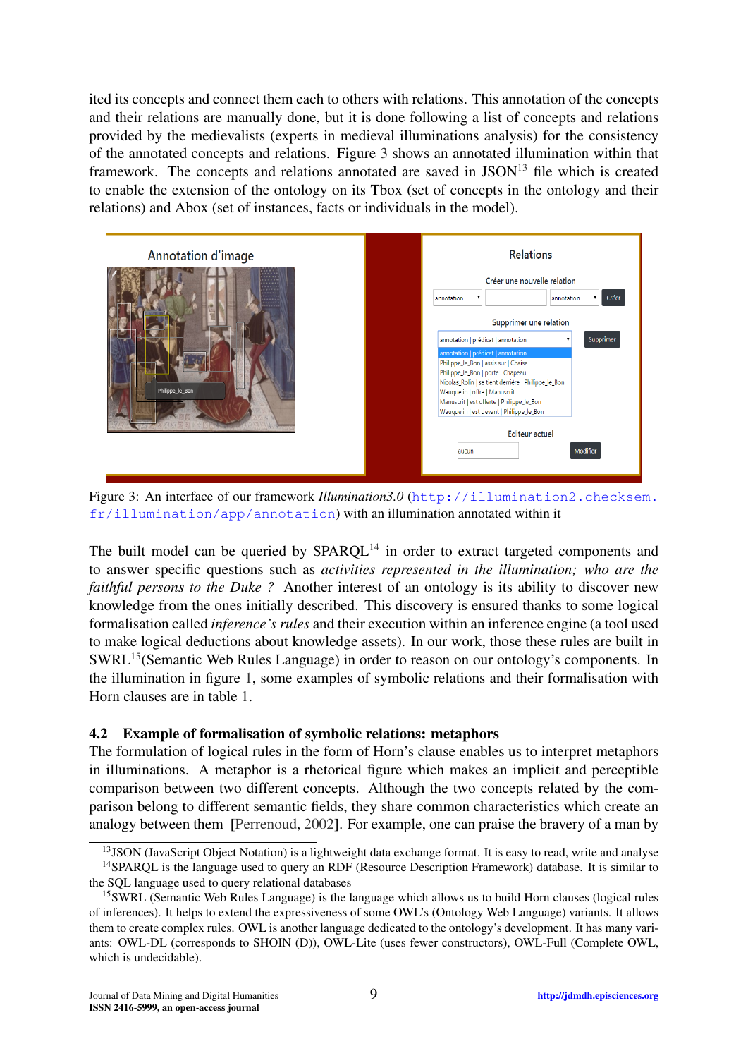ited its concepts and connect them each to others with relations. This annotation of the concepts and their relations are manually done, but it is done following a list of concepts and relations provided by the medievalists (experts in medieval illuminations analysis) for the consistency of the annotated concepts and relations. Figure 3 shows an annotated illumination within that framework. The concepts and relations annotated are saved in JSON[13] file which is created to enable the extension of the ontology on its Tbox (set of concepts in the ontology and their relations) and Abox (set of instances, facts or individuals in the model).

Figure 3: An interface of our framework *Illumination3.0* (http://illumination2.checksem.fr/illumination/app/annotation) with an illumination annotated within it

The built model can be queried by SPARQL[14] in order to extract targeted components and to answer specific questions such as *activities represented in the illumination; who are the faithful persons to the Duke ?* Another interest of an ontology is its ability to discover new knowledge from the ones initially described. This discovery is ensured thanks to some logical formalisation called *inference's rules* and their execution within an inference engine (a tool used to make logical deductions about knowledge assets). In our work, those these rules are built in SWRL[15](Semantic Web Rules Language) in order to reason on our ontology's components. In the illumination in figure 1, some examples of symbolic relations and their formalisation with Horn clauses are in table 1.

## 4.2 Example of formalisation of symbolic relations: metaphors

The formulation of logical rules in the form of Horn's clause enables us to interpret metaphors in illuminations. A metaphor is a rhetorical figure which makes an implicit and perceptible comparison between two different concepts. Although the two concepts related by the comparison belong to different semantic fields, they share common characteristics which create an analogy between them [Perrenoud, 2002]. For example, one can praise the bravery of a man by

[13] JSON (JavaScript Object Notation) is a lightweight data exchange format. It is easy to read, write and analyse

[14] SPARQL is the language used to query an RDF (Resource Description Framework) database. It is similar to the SQL language used to query relational databases

[15] SWRL (Semantic Web Rules Language) is the language which allows us to build Horn clauses (logical rules of inferences). It helps to extend the expressiveness of some OWL's (Ontology Web Language) variants. It allows them to create complex rules. OWL is another language dedicated to the ontology's development. It has many variants: OWL-DL (corresponds to SHOIN (D)), OWL-Lite (uses fewer constructors), OWL-Full (Complete OWL, which is undecidable).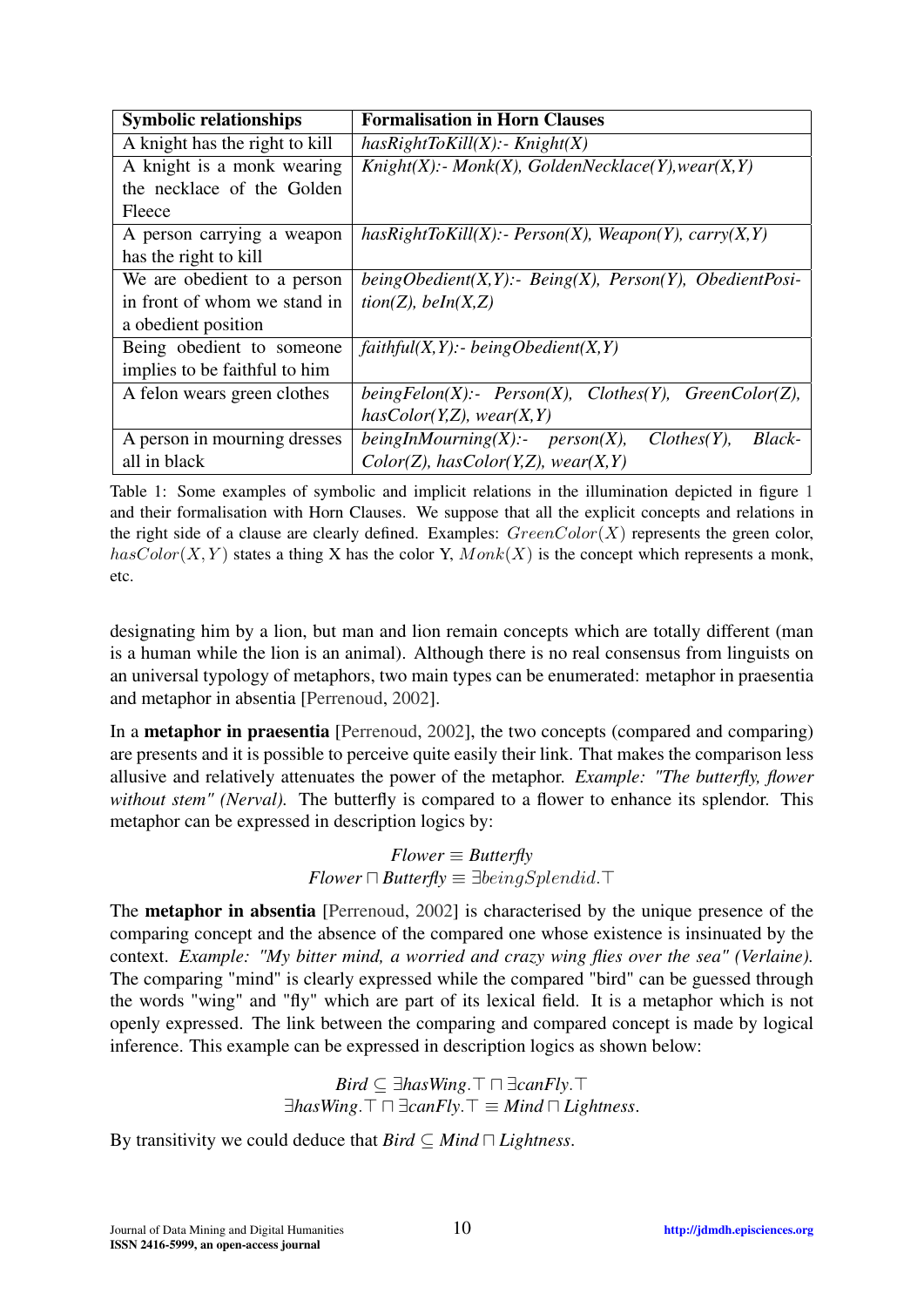| Symbolic relationships | Formalisation in Horn Clauses |
|---|---|
| A knight has the right to kill | *hasRightToKill(X):- Knight(X)* |
| A knight is a monk wearing the necklace of the Golden Fleece | *Knight(X):- Monk(X), GoldenNecklace(Y),wear(X,Y)* |
| A person carrying a weapon has the right to kill | *hasRightToKill(X):- Person(X), Weapon(Y), carry(X,Y)* |
| We are obedient to a person in front of whom we stand in a obedient position | *beingObedient(X,Y):- Being(X), Person(Y), ObedientPosition(Z), beIn(X,Z)* |
| Being obedient to someone implies to be faithful to him | *faithful(X,Y):- beingObedient(X,Y)* |
| A felon wears green clothes | *beingFelon(X):- Person(X), Clothes(Y), GreenColor(Z), hasColor(Y,Z), wear(X,Y)* |
| A person in mourning dresses all in black | *beingInMourning(X):- person(X), Clothes(Y), BlackColor(Z), hasColor(Y,Z), wear(X,Y)* |

Table 1: Some examples of symbolic and implicit relations in the illumination depicted in figure 1 and their formalisation with Horn Clauses. We suppose that all the explicit concepts and relations in the right side of a clause are clearly defined. Examples: $GreenColor(X)$ represents the green color, $hasColor(X,Y)$ states a thing X has the color Y, $Monk(X)$ is the concept which represents a monk, etc.

designating him by a lion, but man and lion remain concepts which are totally different (man is a human while the lion is an animal). Although there is no real consensus from linguists on an universal typology of metaphors, two main types can be enumerated: metaphor in praesentia and metaphor in absentia [Perrenoud, 2002].

In a **metaphor in praesentia** [Perrenoud, 2002], the two concepts (compared and comparing) are presents and it is possible to perceive quite easily their link. That makes the comparison less allusive and relatively attenuates the power of the metaphor. *Example: "The butterfly, flower without stem" (Nerval).* The butterfly is compared to a flower to enhance its splendor. This metaphor can be expressed in description logics by:

$$
\begin{gathered}
\textit{Flower} \equiv \textit{Butterfly} \\
\textit{Flower} \sqcap \textit{Butterfly} \equiv \exists beingSplendid.\top
\end{gathered}
$$

The **metaphor in absentia** [Perrenoud, 2002] is characterised by the unique presence of the comparing concept and the absence of the compared one whose existence is insinuated by the context. *Example: "My bitter mind, a worried and crazy wing flies over the sea" (Verlaine).* The comparing "mind" is clearly expressed while the compared "bird" can be guessed through the words "wing" and "fly" which are part of its lexical field. It is a metaphor which is not openly expressed. The link between the comparing and compared concept is made by logical inference. This example can be expressed in description logics as shown below:

$$
\begin{gathered}
\textit{Bird} \subseteq \exists \textit{hasWing}.\top \sqcap \exists \textit{canFly}.\top \\
\exists \textit{hasWing}.\top \sqcap \exists \textit{canFly}.\top \equiv \textit{Mind} \sqcap \textit{Lightness}.
\end{gathered}
$$

By transitivity we could deduce that $\textit{Bird} \subseteq \textit{Mind} \sqcap \textit{Lightness}$.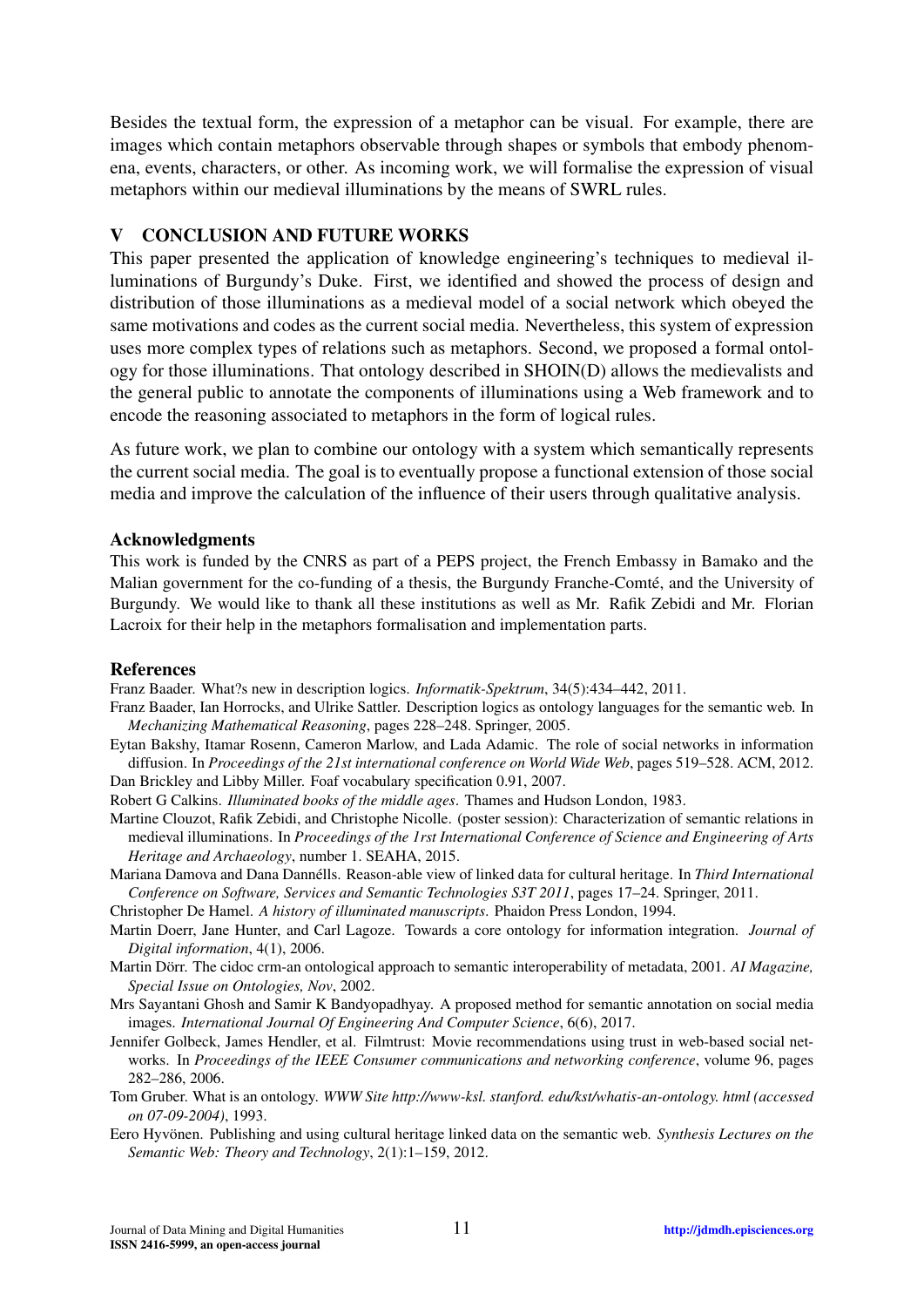Besides the textual form, the expression of a metaphor can be visual. For example, there are images which contain metaphors observable through shapes or symbols that embody phenomena, events, characters, or other. As incoming work, we will formalise the expression of visual metaphors within our medieval illuminations by the means of SWRL rules.

## V CONCLUSION AND FUTURE WORKS

This paper presented the application of knowledge engineering's techniques to medieval illuminations of Burgundy's Duke. First, we identified and showed the process of design and distribution of those illuminations as a medieval model of a social network which obeyed the same motivations and codes as the current social media. Nevertheless, this system of expression uses more complex types of relations such as metaphors. Second, we proposed a formal ontology for those illuminations. That ontology described in SHOIN(D) allows the medievalists and the general public to annotate the components of illuminations using a Web framework and to encode the reasoning associated to metaphors in the form of logical rules.

As future work, we plan to combine our ontology with a system which semantically represents the current social media. The goal is to eventually propose a functional extension of those social media and improve the calculation of the influence of their users through qualitative analysis.

### Acknowledgments

This work is funded by the CNRS as part of a PEPS project, the French Embassy in Bamako and the Malian government for the co-funding of a thesis, the Burgundy Franche-Comté, and the University of Burgundy. We would like to thank all these institutions as well as Mr. Rafik Zebidi and Mr. Florian Lacroix for their help in the metaphors formalisation and implementation parts.

### References

Franz Baader. What?s new in description logics. *Informatik-Spektrum*, 34(5):434–442, 2011.

Franz Baader, Ian Horrocks, and Ulrike Sattler. Description logics as ontology languages for the semantic web. In *Mechanizing Mathematical Reasoning*, pages 228–248. Springer, 2005.

Eytan Bakshy, Itamar Rosenn, Cameron Marlow, and Lada Adamic. The role of social networks in information diffusion. In *Proceedings of the 21st international conference on World Wide Web*, pages 519–528. ACM, 2012.

Dan Brickley and Libby Miller. Foaf vocabulary specification 0.91, 2007.

Robert G Calkins. *Illuminated books of the middle ages*. Thames and Hudson London, 1983.

Martine Clouzot, Rafik Zebidi, and Christophe Nicolle. (poster session): Characterization of semantic relations in medieval illuminations. In *Proceedings of the 1rst International Conference of Science and Engineering of Arts Heritage and Archaeology*, number 1. SEAHA, 2015.

Mariana Damova and Dana Dannélls. Reason-able view of linked data for cultural heritage. In *Third International Conference on Software, Services and Semantic Technologies S3T 2011*, pages 17–24. Springer, 2011.

Christopher De Hamel. *A history of illuminated manuscripts*. Phaidon Press London, 1994.

Martin Doerr, Jane Hunter, and Carl Lagoze. Towards a core ontology for information integration. *Journal of Digital information*, 4(1), 2006.

Martin Dörr. The cidoc crm-an ontological approach to semantic interoperability of metadata, 2001. *AI Magazine, Special Issue on Ontologies, Nov*, 2002.

Mrs Sayantani Ghosh and Samir K Bandyopadhyay. A proposed method for semantic annotation on social media images. *International Journal Of Engineering And Computer Science*, 6(6), 2017.

Jennifer Golbeck, James Hendler, et al. Filmtrust: Movie recommendations using trust in web-based social networks. In *Proceedings of the IEEE Consumer communications and networking conference*, volume 96, pages 282–286, 2006.

Tom Gruber. What is an ontology. *WWW Site http://www-ksl. stanford. edu/kst/whatis-an-ontology. html (accessed on 07-09-2004)*, 1993.

Eero Hyvönen. Publishing and using cultural heritage linked data on the semantic web. *Synthesis Lectures on the Semantic Web: Theory and Technology*, 2(1):1–159, 2012.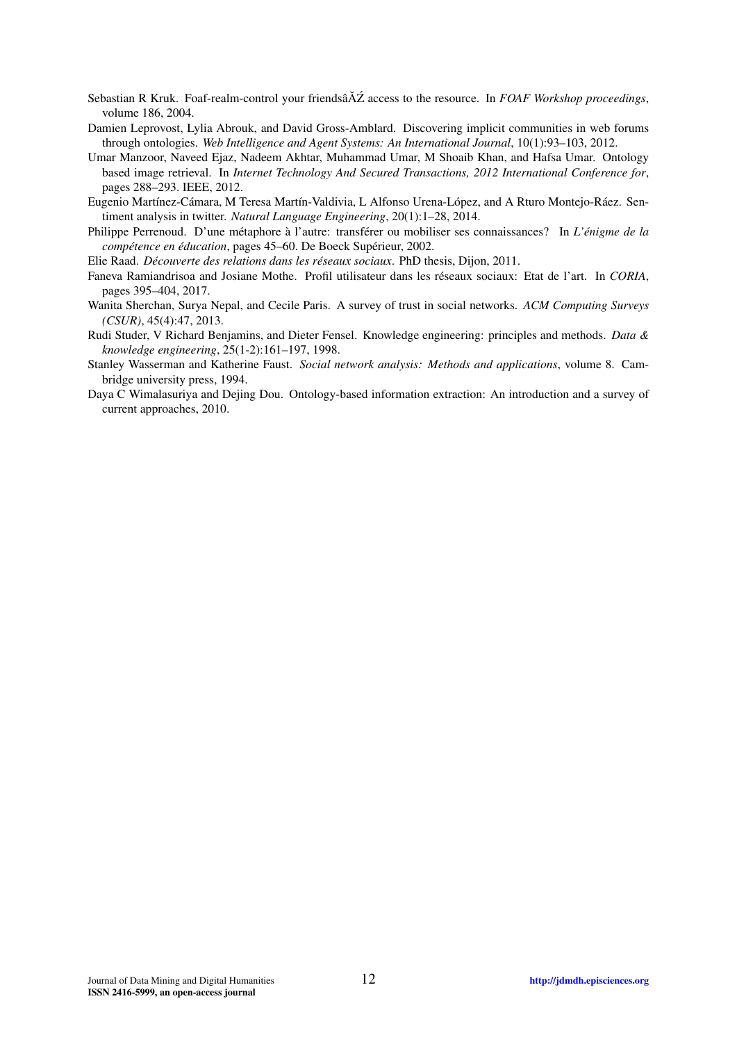Sebastian R Kruk. Foaf-realm-control your friendsâĂŹ access to the resource. In *FOAF Workshop proceedings*, volume 186, 2004.

Damien Leprovost, Lylia Abrouk, and David Gross-Amblard. Discovering implicit communities in web forums through ontologies. *Web Intelligence and Agent Systems: An International Journal*, 10(1):93–103, 2012.

Umar Manzoor, Naveed Ejaz, Nadeem Akhtar, Muhammad Umar, M Shoaib Khan, and Hafsa Umar. Ontology based image retrieval. In *Internet Technology And Secured Transactions, 2012 International Conference for*, pages 288–293. IEEE, 2012.

Eugenio Martínez-Cámara, M Teresa Martín-Valdivia, L Alfonso Urena-López, and A Rturo Montejo-Ráez. Sentiment analysis in twitter. *Natural Language Engineering*, 20(1):1–28, 2014.

Philippe Perrenoud. D'une métaphore à l'autre: transférer ou mobiliser ses connaissances? In *L'énigme de la compétence en éducation*, pages 45–60. De Boeck Supérieur, 2002.

Elie Raad. *Découverte des relations dans les réseaux sociaux*. PhD thesis, Dijon, 2011.

Faneva Ramiandrisoa and Josiane Mothe. Profil utilisateur dans les réseaux sociaux: Etat de l'art. In *CORIA*, pages 395–404, 2017.

Wanita Sherchan, Surya Nepal, and Cecile Paris. A survey of trust in social networks. *ACM Computing Surveys (CSUR)*, 45(4):47, 2013.

Rudi Studer, V Richard Benjamins, and Dieter Fensel. Knowledge engineering: principles and methods. *Data & knowledge engineering*, 25(1-2):161–197, 1998.

Stanley Wasserman and Katherine Faust. *Social network analysis: Methods and applications*, volume 8. Cambridge university press, 1994.

Daya C Wimalasuriya and Dejing Dou. Ontology-based information extraction: An introduction and a survey of current approaches, 2010.